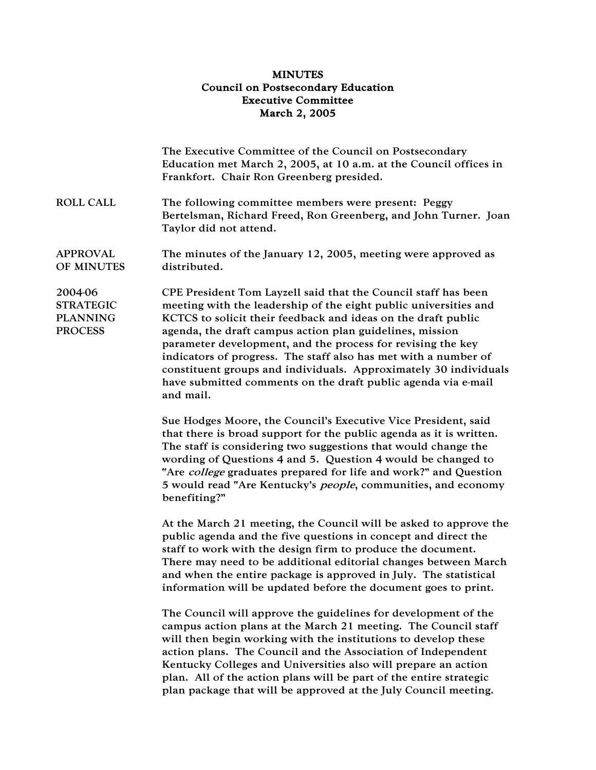# MINUTES
## Council on Postsecondary Education
## Executive Committee
## March 2, 2005

The Executive Committee of the Council on Postsecondary Education met March 2, 2005, at 10 a.m. at the Council offices in Frankfort. Chair Ron Greenberg presided.

**ROLL CALL**

The following committee members were present: Peggy Bertelsman, Richard Freed, Ron Greenberg, and John Turner. Joan Taylor did not attend.

**APPROVAL OF MINUTES**

The minutes of the January 12, 2005, meeting were approved as distributed.

**2004-06 STRATEGIC PLANNING PROCESS**

CPE President Tom Layzell said that the Council staff has been meeting with the leadership of the eight public universities and KCTCS to solicit their feedback and ideas on the draft public agenda, the draft campus action plan guidelines, mission parameter development, and the process for revising the key indicators of progress. The staff also has met with a number of constituent groups and individuals. Approximately 30 individuals have submitted comments on the draft public agenda via e-mail and mail.

Sue Hodges Moore, the Council's Executive Vice President, said that there is broad support for the public agenda as it is written. The staff is considering two suggestions that would change the wording of Questions 4 and 5. Question 4 would be changed to "Are *college* graduates prepared for life and work?" and Question 5 would read "Are Kentucky's *people*, communities, and economy benefiting?"

At the March 21 meeting, the Council will be asked to approve the public agenda and the five questions in concept and direct the staff to work with the design firm to produce the document. There may need to be additional editorial changes between March and when the entire package is approved in July. The statistical information will be updated before the document goes to print.

The Council will approve the guidelines for development of the campus action plans at the March 21 meeting. The Council staff will then begin working with the institutions to develop these action plans. The Council and the Association of Independent Kentucky Colleges and Universities also will prepare an action plan. All of the action plans will be part of the entire strategic plan package that will be approved at the July Council meeting.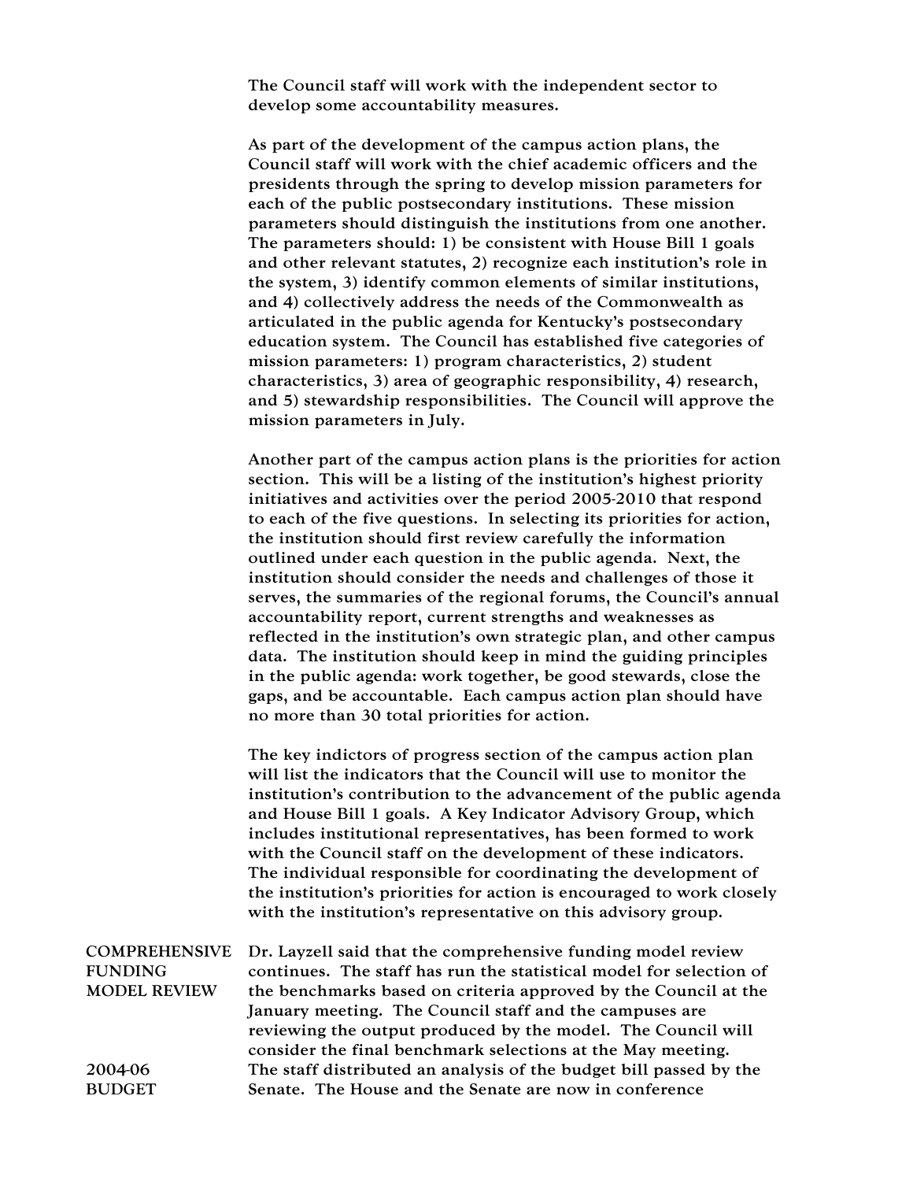The Council staff will work with the independent sector to develop some accountability measures.

As part of the development of the campus action plans, the Council staff will work with the chief academic officers and the presidents through the spring to develop mission parameters for each of the public postsecondary institutions. These mission parameters should distinguish the institutions from one another. The parameters should: 1) be consistent with House Bill 1 goals and other relevant statutes, 2) recognize each institution's role in the system, 3) identify common elements of similar institutions, and 4) collectively address the needs of the Commonwealth as articulated in the public agenda for Kentucky's postsecondary education system. The Council has established five categories of mission parameters: 1) program characteristics, 2) student characteristics, 3) area of geographic responsibility, 4) research, and 5) stewardship responsibilities. The Council will approve the mission parameters in July.

Another part of the campus action plans is the priorities for action section. This will be a listing of the institution's highest priority initiatives and activities over the period 2005-2010 that respond to each of the five questions. In selecting its priorities for action, the institution should first review carefully the information outlined under each question in the public agenda. Next, the institution should consider the needs and challenges of those it serves, the summaries of the regional forums, the Council's annual accountability report, current strengths and weaknesses as reflected in the institution's own strategic plan, and other campus data. The institution should keep in mind the guiding principles in the public agenda: work together, be good stewards, close the gaps, and be accountable. Each campus action plan should have no more than 30 total priorities for action.

The key indictors of progress section of the campus action plan will list the indicators that the Council will use to monitor the institution's contribution to the advancement of the public agenda and House Bill 1 goals. A Key Indicator Advisory Group, which includes institutional representatives, has been formed to work with the Council staff on the development of these indicators. The individual responsible for coordinating the development of the institution's priorities for action is encouraged to work closely with the institution's representative on this advisory group.

**COMPREHENSIVE FUNDING MODEL REVIEW**

Dr. Layzell said that the comprehensive funding model review continues. The staff has run the statistical model for selection of the benchmarks based on criteria approved by the Council at the January meeting. The Council staff and the campuses are reviewing the output produced by the model. The Council will consider the final benchmark selections at the May meeting.

**2004-06 BUDGET**

The staff distributed an analysis of the budget bill passed by the Senate. The House and the Senate are now in conference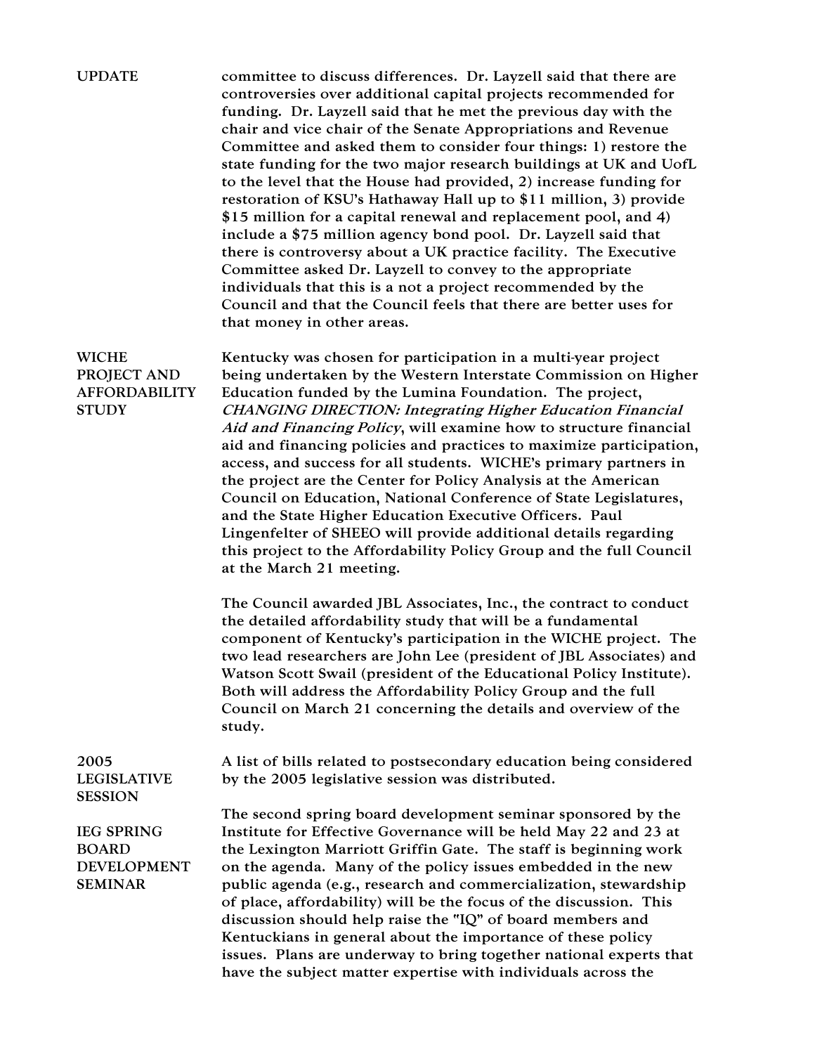**UPDATE**

committee to discuss differences. Dr. Layzell said that there are controversies over additional capital projects recommended for funding. Dr. Layzell said that he met the previous day with the chair and vice chair of the Senate Appropriations and Revenue Committee and asked them to consider four things: 1) restore the state funding for the two major research buildings at UK and UofL to the level that the House had provided, 2) increase funding for restoration of KSU's Hathaway Hall up to $11 million, 3) provide $15 million for a capital renewal and replacement pool, and 4) include a $75 million agency bond pool. Dr. Layzell said that there is controversy about a UK practice facility. The Executive Committee asked Dr. Layzell to convey to the appropriate individuals that this is a not a project recommended by the Council and that the Council feels that there are better uses for that money in other areas.

**WICHE PROJECT AND AFFORDABILITY STUDY**

Kentucky was chosen for participation in a multi-year project being undertaken by the Western Interstate Commission on Higher Education funded by the Lumina Foundation. The project, ***CHANGING DIRECTION: Integrating Higher Education Financial Aid and Financing Policy***, will examine how to structure financial aid and financing policies and practices to maximize participation, access, and success for all students. WICHE's primary partners in the project are the Center for Policy Analysis at the American Council on Education, National Conference of State Legislatures, and the State Higher Education Executive Officers. Paul Lingenfelter of SHEEO will provide additional details regarding this project to the Affordability Policy Group and the full Council at the March 21 meeting.

The Council awarded JBL Associates, Inc., the contract to conduct the detailed affordability study that will be a fundamental component of Kentucky's participation in the WICHE project. The two lead researchers are John Lee (president of JBL Associates) and Watson Scott Swail (president of the Educational Policy Institute). Both will address the Affordability Policy Group and the full Council on March 21 concerning the details and overview of the study.

**2005 LEGISLATIVE SESSION**

A list of bills related to postsecondary education being considered by the 2005 legislative session was distributed.

**IEG SPRING BOARD DEVELOPMENT SEMINAR**

The second spring board development seminar sponsored by the Institute for Effective Governance will be held May 22 and 23 at the Lexington Marriott Griffin Gate. The staff is beginning work on the agenda. Many of the policy issues embedded in the new public agenda (e.g., research and commercialization, stewardship of place, affordability) will be the focus of the discussion. This discussion should help raise the "IQ" of board members and Kentuckians in general about the importance of these policy issues. Plans are underway to bring together national experts that have the subject matter expertise with individuals across the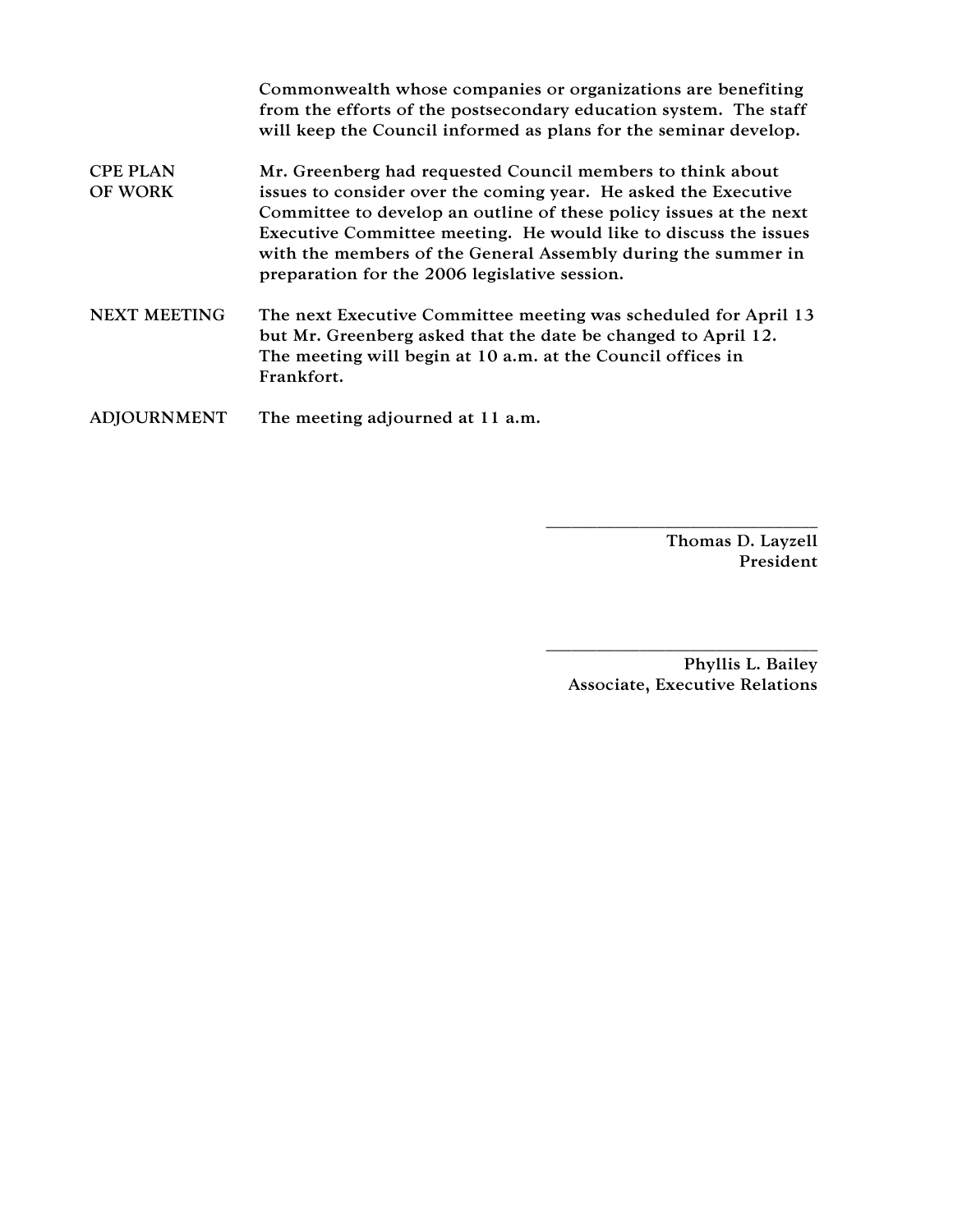Commonwealth whose companies or organizations are benefiting from the efforts of the postsecondary education system. The staff will keep the Council informed as plans for the seminar develop.

**CPE PLAN OF WORK**

Mr. Greenberg had requested Council members to think about issues to consider over the coming year. He asked the Executive Committee to develop an outline of these policy issues at the next Executive Committee meeting. He would like to discuss the issues with the members of the General Assembly during the summer in preparation for the 2006 legislative session.

**NEXT MEETING**

The next Executive Committee meeting was scheduled for April 13 but Mr. Greenberg asked that the date be changed to April 12. The meeting will begin at 10 a.m. at the Council offices in Frankfort.

**ADJOURNMENT**

The meeting adjourned at 11 a.m.

\_\_\_\_\_\_\_\_\_\_\_\_\_\_\_\_\_\_\_\_\_\_\_\_\_\_\_\_\_\_

Thomas D. Layzell
President

\_\_\_\_\_\_\_\_\_\_\_\_\_\_\_\_\_\_\_\_\_\_\_\_\_\_\_\_\_\_

Phyllis L. Bailey
Associate, Executive Relations